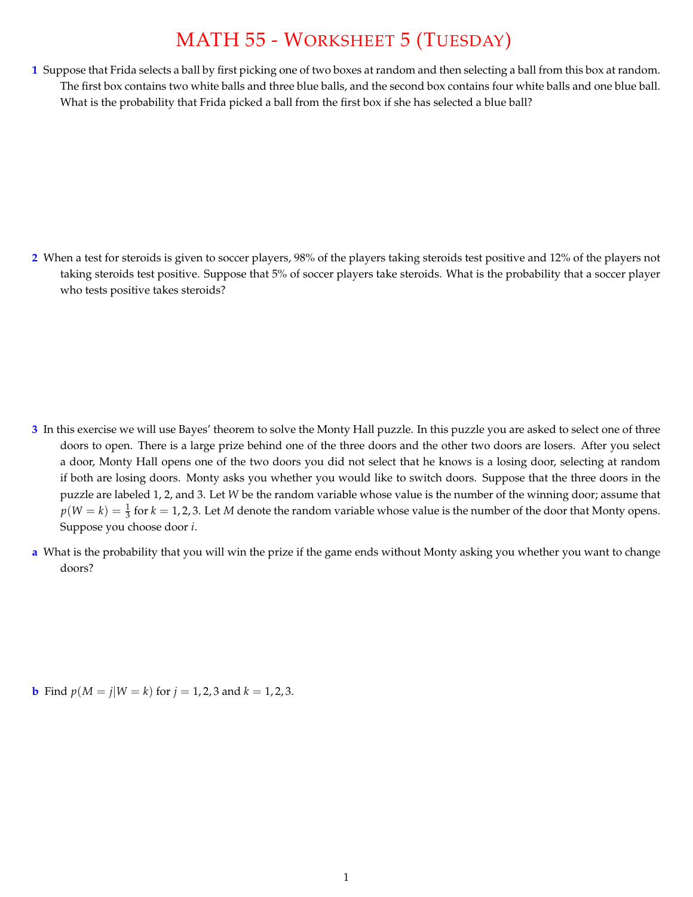# MATH 55 - Worksheet 5 (Tuesday)

**1** Suppose that Frida selects a ball by first picking one of two boxes at random and then selecting a ball from this box at random. The first box contains two white balls and three blue balls, and the second box contains four white balls and one blue ball. What is the probability that Frida picked a ball from the first box if she has selected a blue ball?

**2** When a test for steroids is given to soccer players, 98% of the players taking steroids test positive and 12% of the players not taking steroids test positive. Suppose that 5% of soccer players take steroids. What is the probability that a soccer player who tests positive takes steroids?

**3** In this exercise we will use Bayes' theorem to solve the Monty Hall puzzle. In this puzzle you are asked to select one of three doors to open. There is a large prize behind one of the three doors and the other two doors are losers. After you select a door, Monty Hall opens one of the two doors you did not select that he knows is a losing door, selecting at random if both are losing doors. Monty asks you whether you would like to switch doors. Suppose that the three doors in the puzzle are labeled 1, 2, and 3. Let $W$ be the random variable whose value is the number of the winning door; assume that $p(W = k) = \frac{1}{3}$ for $k = 1, 2, 3$. Let $M$ denote the random variable whose value is the number of the door that Monty opens. Suppose you choose door $i$.

**a** What is the probability that you will win the prize if the game ends without Monty asking you whether you want to change doors?

**b** Find $p(M = j | W = k)$ for $j = 1, 2, 3$ and $k = 1, 2, 3$.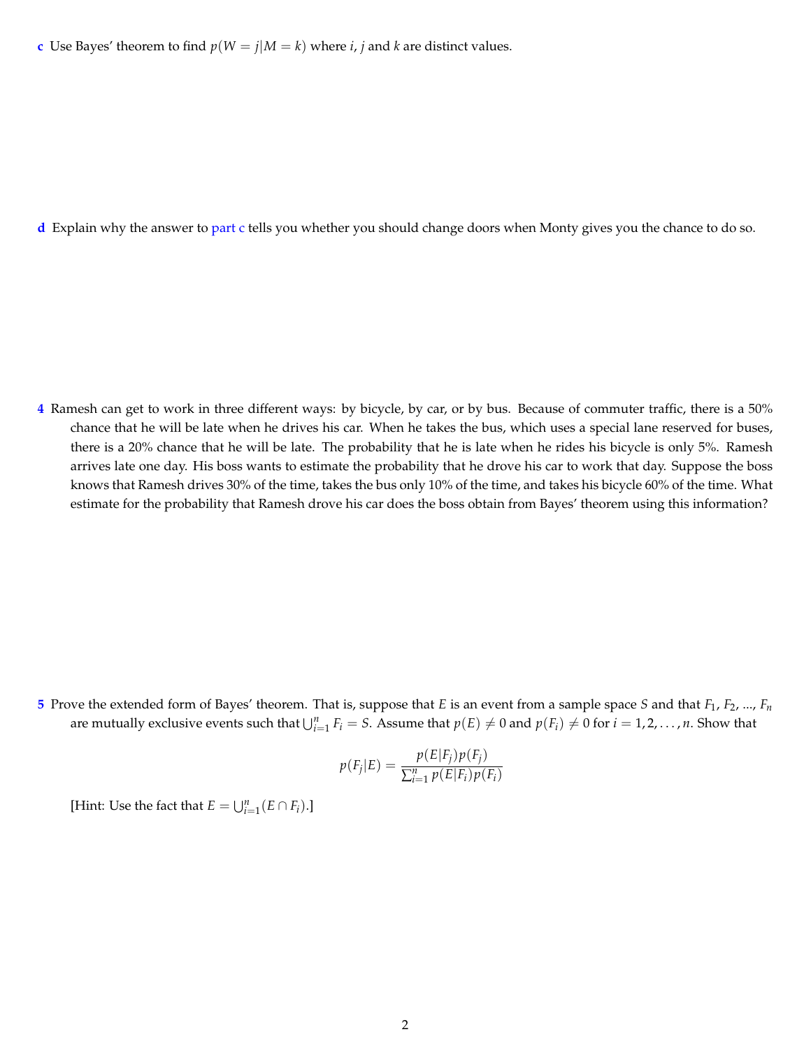**c** Use Bayes' theorem to find $p(W = j|M = k)$ where $i$, $j$ and $k$ are distinct values.

**d** Explain why the answer to part c tells you whether you should change doors when Monty gives you the chance to do so.

**4** Ramesh can get to work in three different ways: by bicycle, by car, or by bus. Because of commuter traffic, there is a 50% chance that he will be late when he drives his car. When he takes the bus, which uses a special lane reserved for buses, there is a 20% chance that he will be late. The probability that he is late when he rides his bicycle is only 5%. Ramesh arrives late one day. His boss wants to estimate the probability that he drove his car to work that day. Suppose the boss knows that Ramesh drives 30% of the time, takes the bus only 10% of the time, and takes his bicycle 60% of the time. What estimate for the probability that Ramesh drove his car does the boss obtain from Bayes' theorem using this information?

**5** Prove the extended form of Bayes' theorem. That is, suppose that $E$ is an event from a sample space $S$ and that $F_1$, $F_2$, ..., $F_n$ are mutually exclusive events such that $\bigcup_{i=1}^{n} F_i = S$. Assume that $p(E) \neq 0$ and $p(F_i) \neq 0$ for $i = 1, 2, \ldots, n$. Show that

$$p(F_j|E) = \frac{p(E|F_j)p(F_j)}{\sum_{i=1}^{n} p(E|F_i)p(F_i)}$$

[Hint: Use the fact that $E = \bigcup_{i=1}^{n}(E \cap F_i)$.]